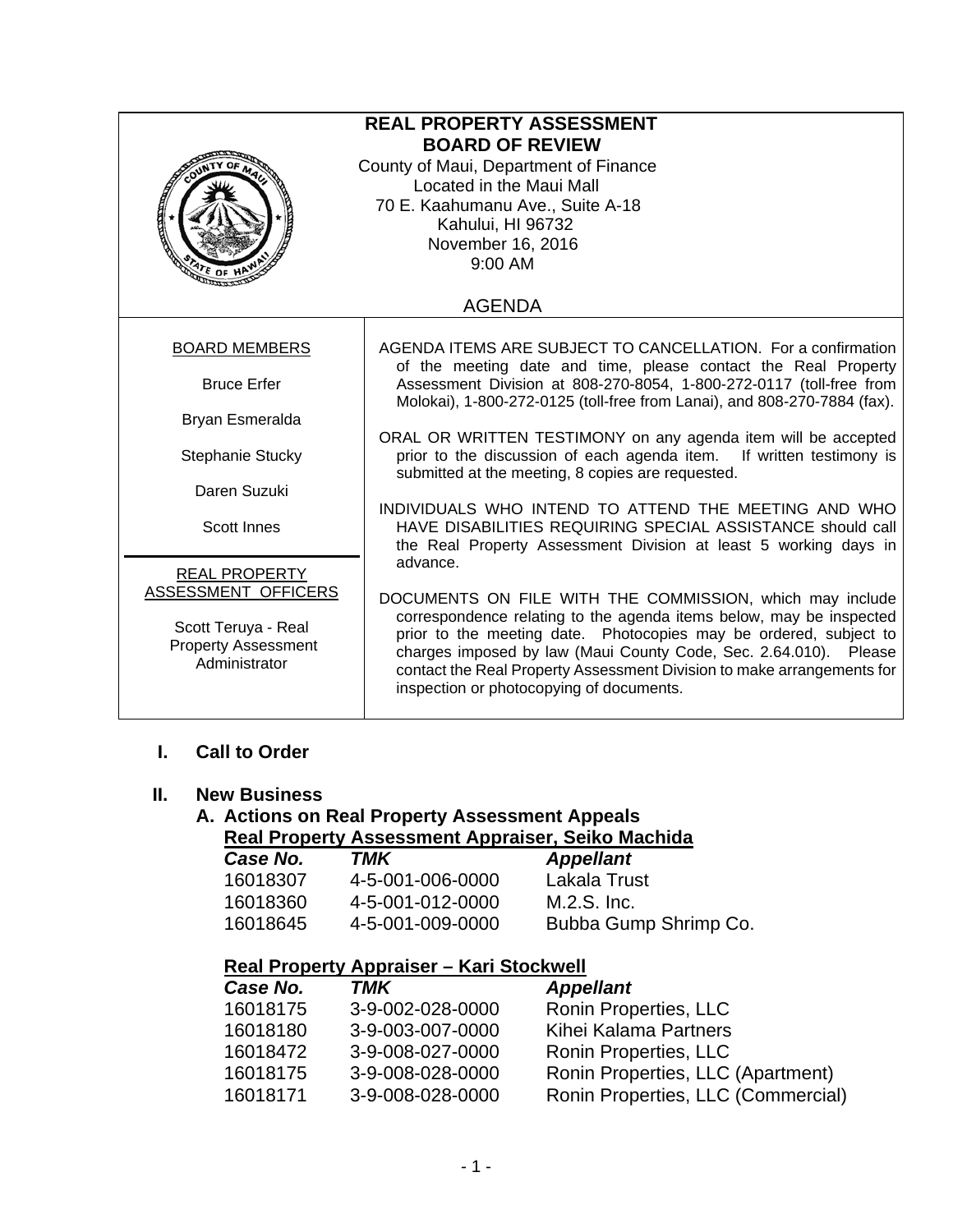# REAL PROPERTY ASSESSMENT
# BOARD OF REVIEW

County of Maui, Department of Finance
Located in the Maui Mall
70 E. Kaahumanu Ave., Suite A-18
Kahului, HI 96732
November 16, 2016
9:00 AM

## AGENDA

**BOARD MEMBERS**

Bruce Erfer

Bryan Esmeralda

Stephanie Stucky

Daren Suzuki

Scott Innes

**REAL PROPERTY ASSESSMENT OFFICERS**

Scott Teruya - Real Property Assessment Administrator

AGENDA ITEMS ARE SUBJECT TO CANCELLATION. For a confirmation of the meeting date and time, please contact the Real Property Assessment Division at 808-270-8054, 1-800-272-0117 (toll-free from Molokai), 1-800-272-0125 (toll-free from Lanai), and 808-270-7884 (fax).

ORAL OR WRITTEN TESTIMONY on any agenda item will be accepted prior to the discussion of each agenda item. If written testimony is submitted at the meeting, 8 copies are requested.

INDIVIDUALS WHO INTEND TO ATTEND THE MEETING AND WHO HAVE DISABILITIES REQUIRING SPECIAL ASSISTANCE should call the Real Property Assessment Division at least 5 working days in advance.

DOCUMENTS ON FILE WITH THE COMMISSION, which may include correspondence relating to the agenda items below, may be inspected prior to the meeting date. Photocopies may be ordered, subject to charges imposed by law (Maui County Code, Sec. 2.64.010). Please contact the Real Property Assessment Division to make arrangements for inspection or photocopying of documents.

## I. Call to Order

## II. New Business

### A. Actions on Real Property Assessment Appeals

**Real Property Assessment Appraiser, Seiko Machida**

| *Case No.* | *TMK* | *Appellant* |
|---|---|---|
| 16018307 | 4-5-001-006-0000 | Lakala Trust |
| 16018360 | 4-5-001-012-0000 | M.2.S. Inc. |
| 16018645 | 4-5-001-009-0000 | Bubba Gump Shrimp Co. |

**Real Property Appraiser – Kari Stockwell**

| *Case No.* | *TMK* | *Appellant* |
|---|---|---|
| 16018175 | 3-9-002-028-0000 | Ronin Properties, LLC |
| 16018180 | 3-9-003-007-0000 | Kihei Kalama Partners |
| 16018472 | 3-9-008-027-0000 | Ronin Properties, LLC |
| 16018175 | 3-9-008-028-0000 | Ronin Properties, LLC (Apartment) |
| 16018171 | 3-9-008-028-0000 | Ronin Properties, LLC (Commercial) |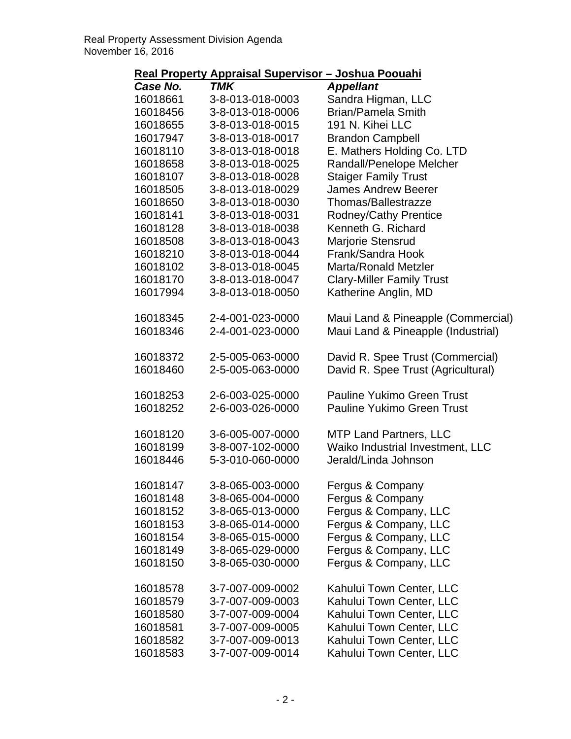## Real Property Appraisal Supervisor – Joshua Poouahi

| *Case No.* | *TMK* | *Appellant* |
|---|---|---|
| 16018661 | 3-8-013-018-0003 | Sandra Higman, LLC |
| 16018456 | 3-8-013-018-0006 | Brian/Pamela Smith |
| 16018655 | 3-8-013-018-0015 | 191 N. Kihei LLC |
| 16017947 | 3-8-013-018-0017 | Brandon Campbell |
| 16018110 | 3-8-013-018-0018 | E. Mathers Holding Co. LTD |
| 16018658 | 3-8-013-018-0025 | Randall/Penelope Melcher |
| 16018107 | 3-8-013-018-0028 | Staiger Family Trust |
| 16018505 | 3-8-013-018-0029 | James Andrew Beerer |
| 16018650 | 3-8-013-018-0030 | Thomas/Ballestrazze |
| 16018141 | 3-8-013-018-0031 | Rodney/Cathy Prentice |
| 16018128 | 3-8-013-018-0038 | Kenneth G. Richard |
| 16018508 | 3-8-013-018-0043 | Marjorie Stensrud |
| 16018210 | 3-8-013-018-0044 | Frank/Sandra Hook |
| 16018102 | 3-8-013-018-0045 | Marta/Ronald Metzler |
| 16018170 | 3-8-013-018-0047 | Clary-Miller Family Trust |
| 16017994 | 3-8-013-018-0050 | Katherine Anglin, MD |
| | | |
| 16018345 | 2-4-001-023-0000 | Maui Land & Pineapple (Commercial) |
| 16018346 | 2-4-001-023-0000 | Maui Land & Pineapple (Industrial) |
| | | |
| 16018372 | 2-5-005-063-0000 | David R. Spee Trust (Commercial) |
| 16018460 | 2-5-005-063-0000 | David R. Spee Trust (Agricultural) |
| | | |
| 16018253 | 2-6-003-025-0000 | Pauline Yukimo Green Trust |
| 16018252 | 2-6-003-026-0000 | Pauline Yukimo Green Trust |
| | | |
| 16018120 | 3-6-005-007-0000 | MTP Land Partners, LLC |
| 16018199 | 3-8-007-102-0000 | Waiko Industrial Investment, LLC |
| 16018446 | 5-3-010-060-0000 | Jerald/Linda Johnson |
| | | |
| 16018147 | 3-8-065-003-0000 | Fergus & Company |
| 16018148 | 3-8-065-004-0000 | Fergus & Company |
| 16018152 | 3-8-065-013-0000 | Fergus & Company, LLC |
| 16018153 | 3-8-065-014-0000 | Fergus & Company, LLC |
| 16018154 | 3-8-065-015-0000 | Fergus & Company, LLC |
| 16018149 | 3-8-065-029-0000 | Fergus & Company, LLC |
| 16018150 | 3-8-065-030-0000 | Fergus & Company, LLC |
| | | |
| 16018578 | 3-7-007-009-0002 | Kahului Town Center, LLC |
| 16018579 | 3-7-007-009-0003 | Kahului Town Center, LLC |
| 16018580 | 3-7-007-009-0004 | Kahului Town Center, LLC |
| 16018581 | 3-7-007-009-0005 | Kahului Town Center, LLC |
| 16018582 | 3-7-007-009-0013 | Kahului Town Center, LLC |
| 16018583 | 3-7-007-009-0014 | Kahului Town Center, LLC |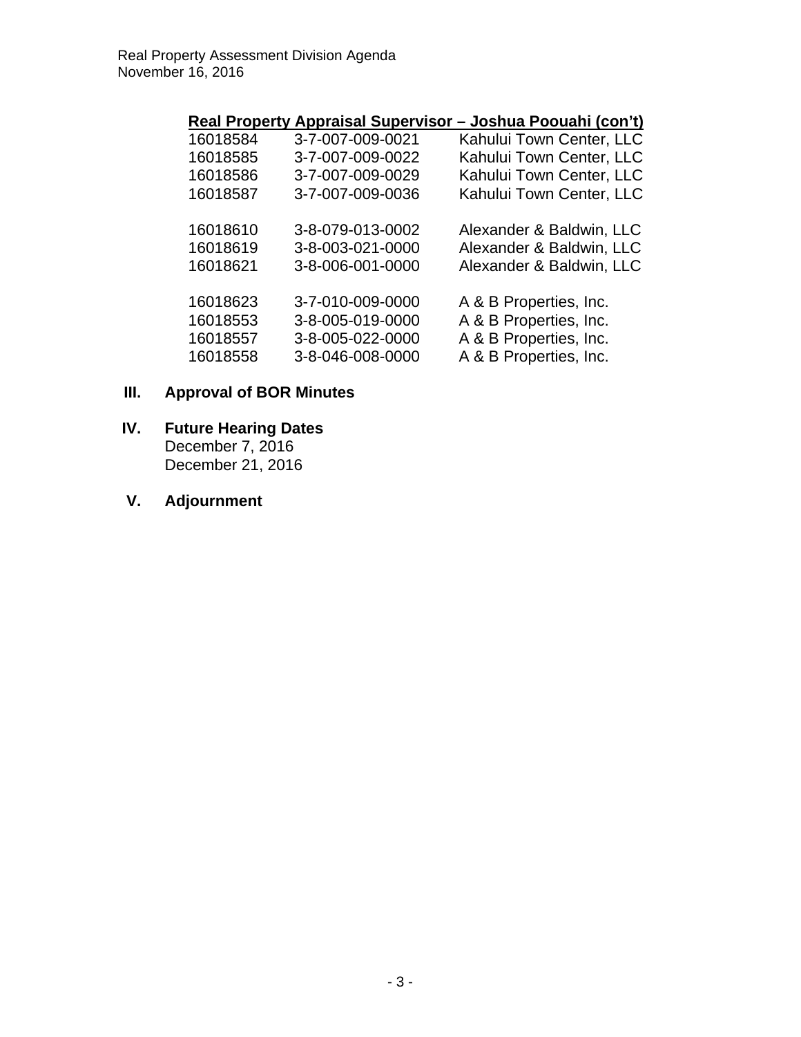**Real Property Appraisal Supervisor – Joshua Poouahi (con't)**

| | | |
|---|---|---|
| 16018584 | 3-7-007-009-0021 | Kahului Town Center, LLC |
| 16018585 | 3-7-007-009-0022 | Kahului Town Center, LLC |
| 16018586 | 3-7-007-009-0029 | Kahului Town Center, LLC |
| 16018587 | 3-7-007-009-0036 | Kahului Town Center, LLC |
| 16018610 | 3-8-079-013-0002 | Alexander & Baldwin, LLC |
| 16018619 | 3-8-003-021-0000 | Alexander & Baldwin, LLC |
| 16018621 | 3-8-006-001-0000 | Alexander & Baldwin, LLC |
| 16018623 | 3-7-010-009-0000 | A & B Properties, Inc. |
| 16018553 | 3-8-005-019-0000 | A & B Properties, Inc. |
| 16018557 | 3-8-005-022-0000 | A & B Properties, Inc. |
| 16018558 | 3-8-046-008-0000 | A & B Properties, Inc. |

## III. Approval of BOR Minutes

## IV. Future Hearing Dates

December 7, 2016
December 21, 2016

## V. Adjournment